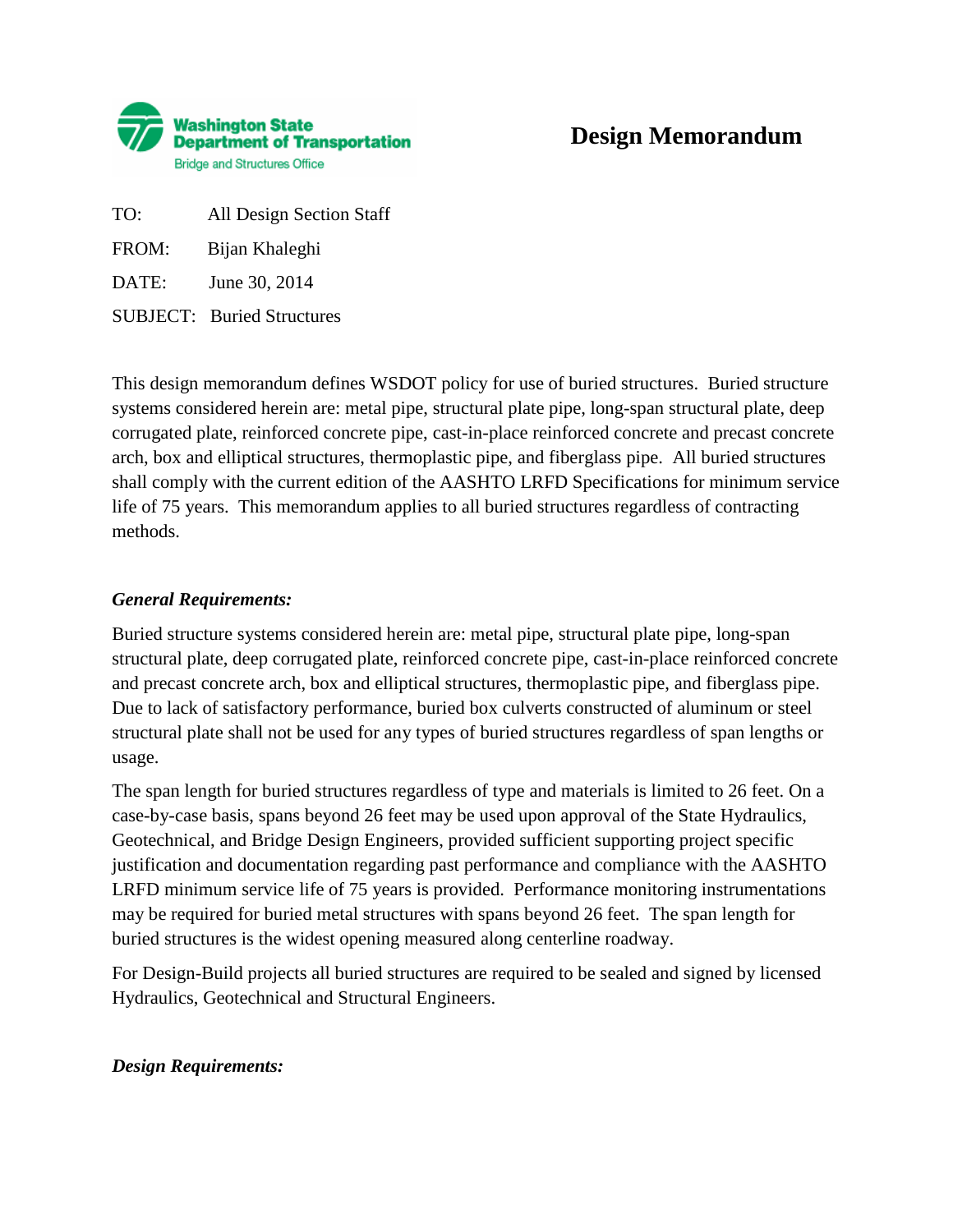Washington State Department of Transportation
Bridge and Structures Office

# Design Memorandum

TO: All Design Section Staff

FROM: Bijan Khaleghi

DATE: June 30, 2014

SUBJECT: Buried Structures

This design memorandum defines WSDOT policy for use of buried structures. Buried structure systems considered herein are: metal pipe, structural plate pipe, long-span structural plate, deep corrugated plate, reinforced concrete pipe, cast-in-place reinforced concrete and precast concrete arch, box and elliptical structures, thermoplastic pipe, and fiberglass pipe. All buried structures shall comply with the current edition of the AASHTO LRFD Specifications for minimum service life of 75 years. This memorandum applies to all buried structures regardless of contracting methods.

***General Requirements:***

Buried structure systems considered herein are: metal pipe, structural plate pipe, long-span structural plate, deep corrugated plate, reinforced concrete pipe, cast-in-place reinforced concrete and precast concrete arch, box and elliptical structures, thermoplastic pipe, and fiberglass pipe. Due to lack of satisfactory performance, buried box culverts constructed of aluminum or steel structural plate shall not be used for any types of buried structures regardless of span lengths or usage.

The span length for buried structures regardless of type and materials is limited to 26 feet. On a case-by-case basis, spans beyond 26 feet may be used upon approval of the State Hydraulics, Geotechnical, and Bridge Design Engineers, provided sufficient supporting project specific justification and documentation regarding past performance and compliance with the AASHTO LRFD minimum service life of 75 years is provided. Performance monitoring instrumentations may be required for buried metal structures with spans beyond 26 feet. The span length for buried structures is the widest opening measured along centerline roadway.

For Design-Build projects all buried structures are required to be sealed and signed by licensed Hydraulics, Geotechnical and Structural Engineers.

***Design Requirements:***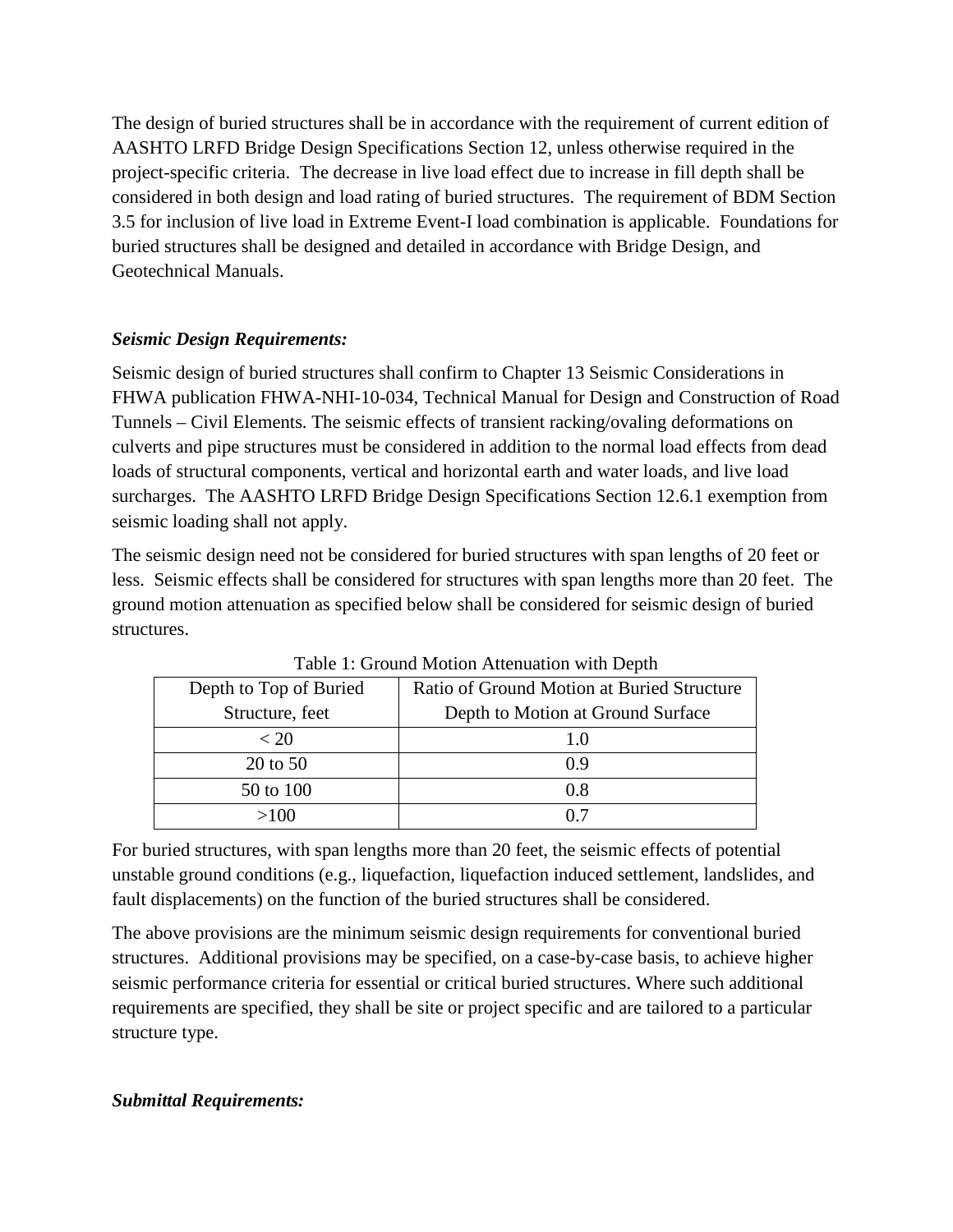The design of buried structures shall be in accordance with the requirement of current edition of AASHTO LRFD Bridge Design Specifications Section 12, unless otherwise required in the project-specific criteria. The decrease in live load effect due to increase in fill depth shall be considered in both design and load rating of buried structures. The requirement of BDM Section 3.5 for inclusion of live load in Extreme Event-I load combination is applicable. Foundations for buried structures shall be designed and detailed in accordance with Bridge Design, and Geotechnical Manuals.

***Seismic Design Requirements:***

Seismic design of buried structures shall confirm to Chapter 13 Seismic Considerations in FHWA publication FHWA-NHI-10-034, Technical Manual for Design and Construction of Road Tunnels – Civil Elements. The seismic effects of transient racking/ovaling deformations on culverts and pipe structures must be considered in addition to the normal load effects from dead loads of structural components, vertical and horizontal earth and water loads, and live load surcharges. The AASHTO LRFD Bridge Design Specifications Section 12.6.1 exemption from seismic loading shall not apply.

The seismic design need not be considered for buried structures with span lengths of 20 feet or less. Seismic effects shall be considered for structures with span lengths more than 20 feet. The ground motion attenuation as specified below shall be considered for seismic design of buried structures.

Table 1: Ground Motion Attenuation with Depth

| Depth to Top of Buried Structure, feet | Ratio of Ground Motion at Buried Structure Depth to Motion at Ground Surface |
|---|---|
| < 20 | 1.0 |
| 20 to 50 | 0.9 |
| 50 to 100 | 0.8 |
| >100 | 0.7 |

For buried structures, with span lengths more than 20 feet, the seismic effects of potential unstable ground conditions (e.g., liquefaction, liquefaction induced settlement, landslides, and fault displacements) on the function of the buried structures shall be considered.

The above provisions are the minimum seismic design requirements for conventional buried structures. Additional provisions may be specified, on a case-by-case basis, to achieve higher seismic performance criteria for essential or critical buried structures. Where such additional requirements are specified, they shall be site or project specific and are tailored to a particular structure type.

***Submittal Requirements:***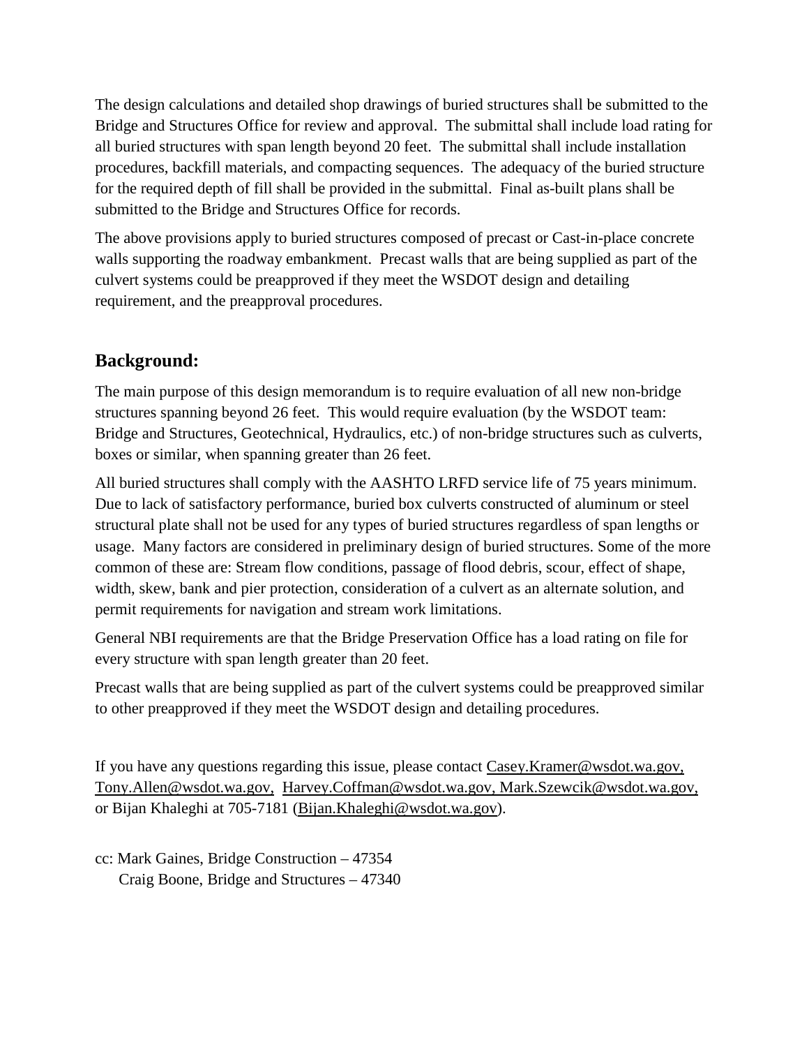The design calculations and detailed shop drawings of buried structures shall be submitted to the Bridge and Structures Office for review and approval. The submittal shall include load rating for all buried structures with span length beyond 20 feet. The submittal shall include installation procedures, backfill materials, and compacting sequences. The adequacy of the buried structure for the required depth of fill shall be provided in the submittal. Final as-built plans shall be submitted to the Bridge and Structures Office for records.

The above provisions apply to buried structures composed of precast or Cast-in-place concrete walls supporting the roadway embankment. Precast walls that are being supplied as part of the culvert systems could be preapproved if they meet the WSDOT design and detailing requirement, and the preapproval procedures.

## Background:

The main purpose of this design memorandum is to require evaluation of all new non-bridge structures spanning beyond 26 feet. This would require evaluation (by the WSDOT team: Bridge and Structures, Geotechnical, Hydraulics, etc.) of non-bridge structures such as culverts, boxes or similar, when spanning greater than 26 feet.

All buried structures shall comply with the AASHTO LRFD service life of 75 years minimum. Due to lack of satisfactory performance, buried box culverts constructed of aluminum or steel structural plate shall not be used for any types of buried structures regardless of span lengths or usage. Many factors are considered in preliminary design of buried structures. Some of the more common of these are: Stream flow conditions, passage of flood debris, scour, effect of shape, width, skew, bank and pier protection, consideration of a culvert as an alternate solution, and permit requirements for navigation and stream work limitations.

General NBI requirements are that the Bridge Preservation Office has a load rating on file for every structure with span length greater than 20 feet.

Precast walls that are being supplied as part of the culvert systems could be preapproved similar to other preapproved if they meet the WSDOT design and detailing procedures.

If you have any questions regarding this issue, please contact Casey.Kramer@wsdot.wa.gov, Tony.Allen@wsdot.wa.gov, Harvey.Coffman@wsdot.wa.gov, Mark.Szewcik@wsdot.wa.gov, or Bijan Khaleghi at 705-7181 (Bijan.Khaleghi@wsdot.wa.gov).

cc: Mark Gaines, Bridge Construction – 47354
Craig Boone, Bridge and Structures – 47340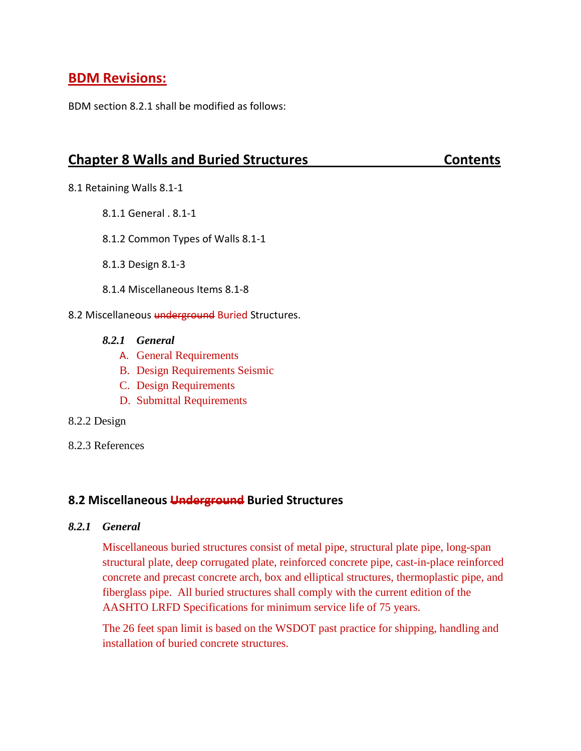## BDM Revisions:

BDM section 8.2.1 shall be modified as follows:

## Chapter 8 Walls and Buried Structures — Contents

8.1 Retaining Walls 8.1-1

- 8.1.1 General . 8.1-1
- 8.1.2 Common Types of Walls 8.1-1
- 8.1.3 Design 8.1-3
- 8.1.4 Miscellaneous Items 8.1-8

8.2 Miscellaneous ~~underground~~ Buried Structures.

***8.2.1 General***

A. General Requirements
B. Design Requirements Seismic
C. Design Requirements
D. Submittal Requirements

8.2.2 Design

8.2.3 References

### 8.2 Miscellaneous ~~Underground~~ Buried Structures

#### *8.2.1 General*

Miscellaneous buried structures consist of metal pipe, structural plate pipe, long-span structural plate, deep corrugated plate, reinforced concrete pipe, cast-in-place reinforced concrete and precast concrete arch, box and elliptical structures, thermoplastic pipe, and fiberglass pipe. All buried structures shall comply with the current edition of the AASHTO LRFD Specifications for minimum service life of 75 years.

The 26 feet span limit is based on the WSDOT past practice for shipping, handling and installation of buried concrete structures.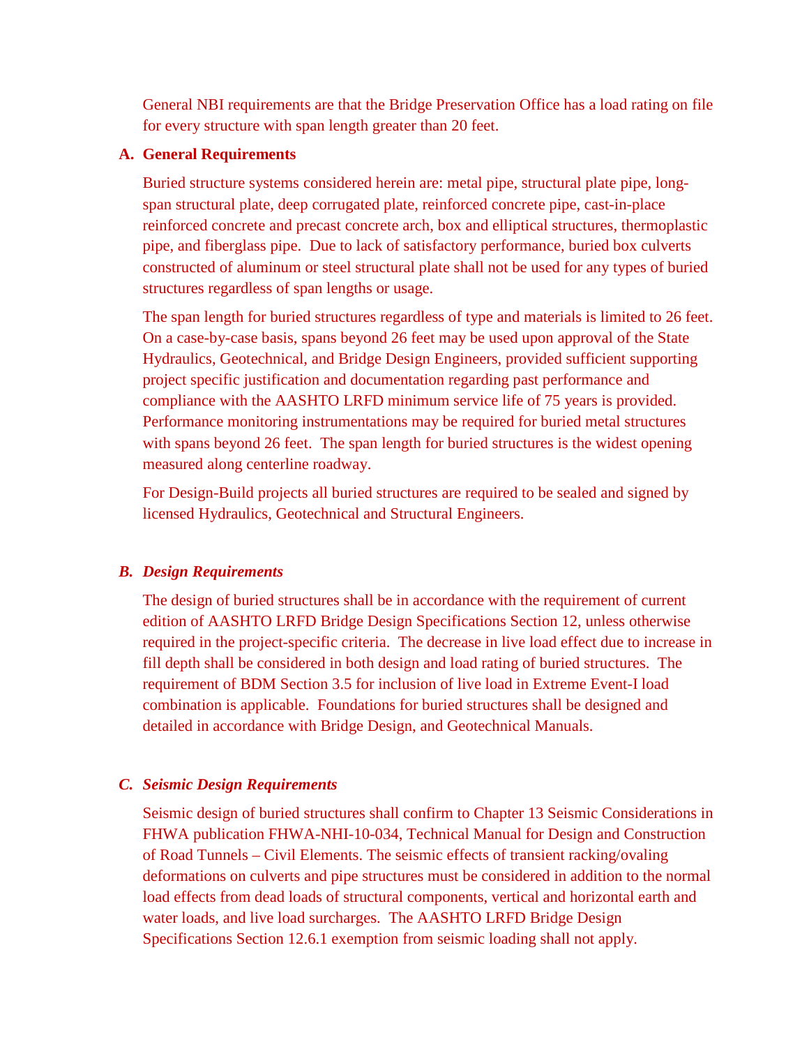General NBI requirements are that the Bridge Preservation Office has a load rating on file for every structure with span length greater than 20 feet.

**A. General Requirements**

Buried structure systems considered herein are: metal pipe, structural plate pipe, long-span structural plate, deep corrugated plate, reinforced concrete pipe, cast-in-place reinforced concrete and precast concrete arch, box and elliptical structures, thermoplastic pipe, and fiberglass pipe. Due to lack of satisfactory performance, buried box culverts constructed of aluminum or steel structural plate shall not be used for any types of buried structures regardless of span lengths or usage.

The span length for buried structures regardless of type and materials is limited to 26 feet. On a case-by-case basis, spans beyond 26 feet may be used upon approval of the State Hydraulics, Geotechnical, and Bridge Design Engineers, provided sufficient supporting project specific justification and documentation regarding past performance and compliance with the AASHTO LRFD minimum service life of 75 years is provided. Performance monitoring instrumentations may be required for buried metal structures with spans beyond 26 feet. The span length for buried structures is the widest opening measured along centerline roadway.

For Design-Build projects all buried structures are required to be sealed and signed by licensed Hydraulics, Geotechnical and Structural Engineers.

***B. Design Requirements***

The design of buried structures shall be in accordance with the requirement of current edition of AASHTO LRFD Bridge Design Specifications Section 12, unless otherwise required in the project-specific criteria. The decrease in live load effect due to increase in fill depth shall be considered in both design and load rating of buried structures. The requirement of BDM Section 3.5 for inclusion of live load in Extreme Event-I load combination is applicable. Foundations for buried structures shall be designed and detailed in accordance with Bridge Design, and Geotechnical Manuals.

***C. Seismic Design Requirements***

Seismic design of buried structures shall confirm to Chapter 13 Seismic Considerations in FHWA publication FHWA-NHI-10-034, Technical Manual for Design and Construction of Road Tunnels – Civil Elements. The seismic effects of transient racking/ovaling deformations on culverts and pipe structures must be considered in addition to the normal load effects from dead loads of structural components, vertical and horizontal earth and water loads, and live load surcharges. The AASHTO LRFD Bridge Design Specifications Section 12.6.1 exemption from seismic loading shall not apply.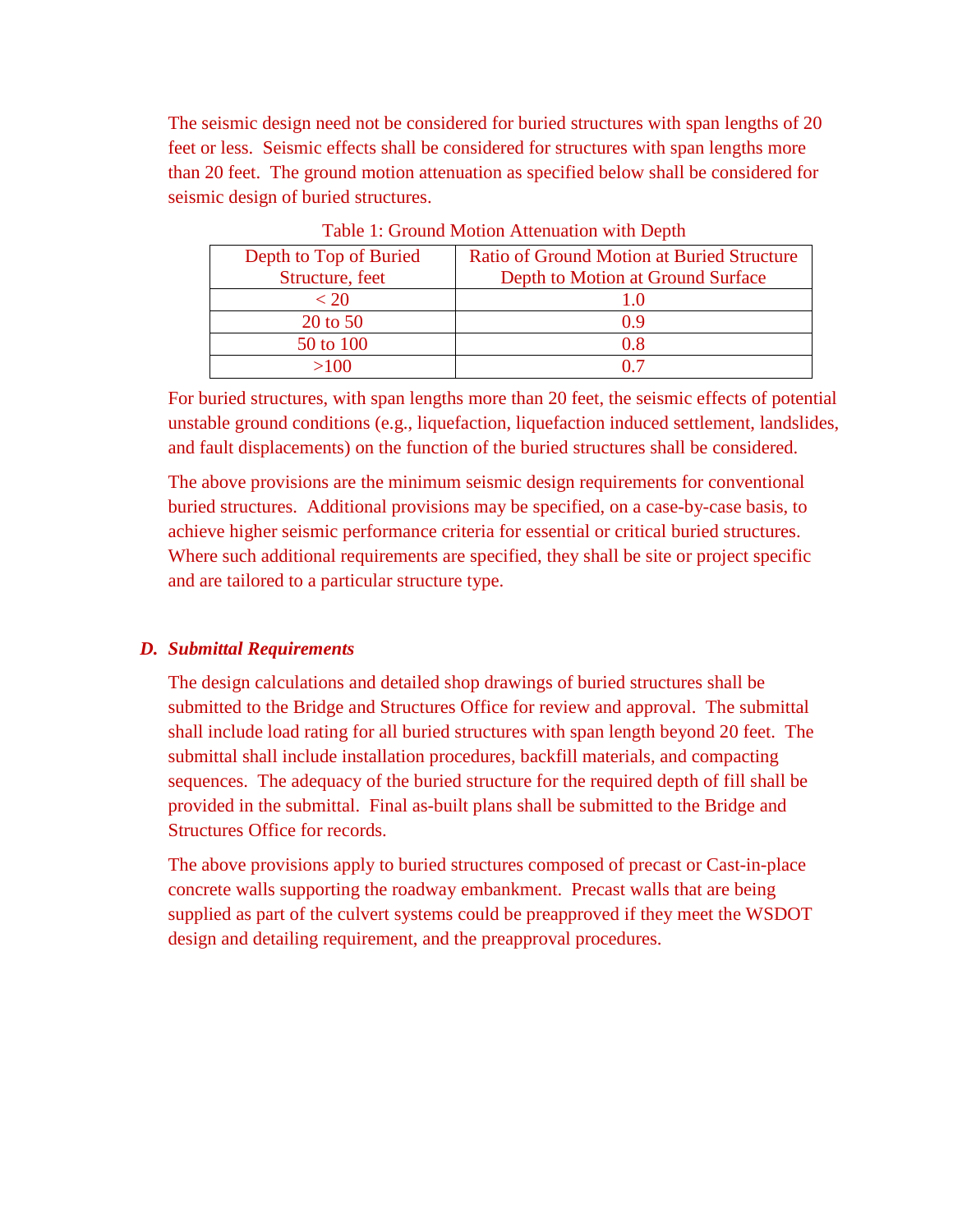The seismic design need not be considered for buried structures with span lengths of 20 feet or less. Seismic effects shall be considered for structures with span lengths more than 20 feet. The ground motion attenuation as specified below shall be considered for seismic design of buried structures.

Table 1: Ground Motion Attenuation with Depth

| Depth to Top of Buried Structure, feet | Ratio of Ground Motion at Buried Structure Depth to Motion at Ground Surface |
|---|---|
| < 20 | 1.0 |
| 20 to 50 | 0.9 |
| 50 to 100 | 0.8 |
| >100 | 0.7 |

For buried structures, with span lengths more than 20 feet, the seismic effects of potential unstable ground conditions (e.g., liquefaction, liquefaction induced settlement, landslides, and fault displacements) on the function of the buried structures shall be considered.

The above provisions are the minimum seismic design requirements for conventional buried structures. Additional provisions may be specified, on a case-by-case basis, to achieve higher seismic performance criteria for essential or critical buried structures. Where such additional requirements are specified, they shall be site or project specific and are tailored to a particular structure type.

### *D. Submittal Requirements*

The design calculations and detailed shop drawings of buried structures shall be submitted to the Bridge and Structures Office for review and approval. The submittal shall include load rating for all buried structures with span length beyond 20 feet. The submittal shall include installation procedures, backfill materials, and compacting sequences. The adequacy of the buried structure for the required depth of fill shall be provided in the submittal. Final as-built plans shall be submitted to the Bridge and Structures Office for records.

The above provisions apply to buried structures composed of precast or Cast-in-place concrete walls supporting the roadway embankment. Precast walls that are being supplied as part of the culvert systems could be preapproved if they meet the WSDOT design and detailing requirement, and the preapproval procedures.